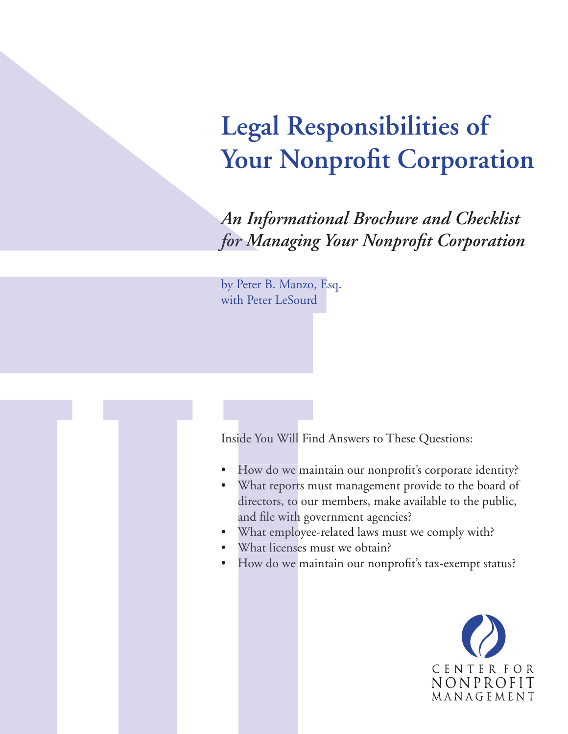# Legal Responsibilities of Your Nonprofit Corporation

## *An Informational Brochure and Checklist for Managing Your Nonprofit Corporation*

by Peter B. Manzo, Esq.
with Peter LeSourd

Inside You Will Find Answers to These Questions:

- How do we maintain our nonprofit's corporate identity?
- What reports must management provide to the board of directors, to our members, make available to the public, and file with government agencies?
- What employee-related laws must we comply with?
- What licenses must we obtain?
- How do we maintain our nonprofit's tax-exempt status?

CENTER FOR
NONPROFIT
MANAGEMENT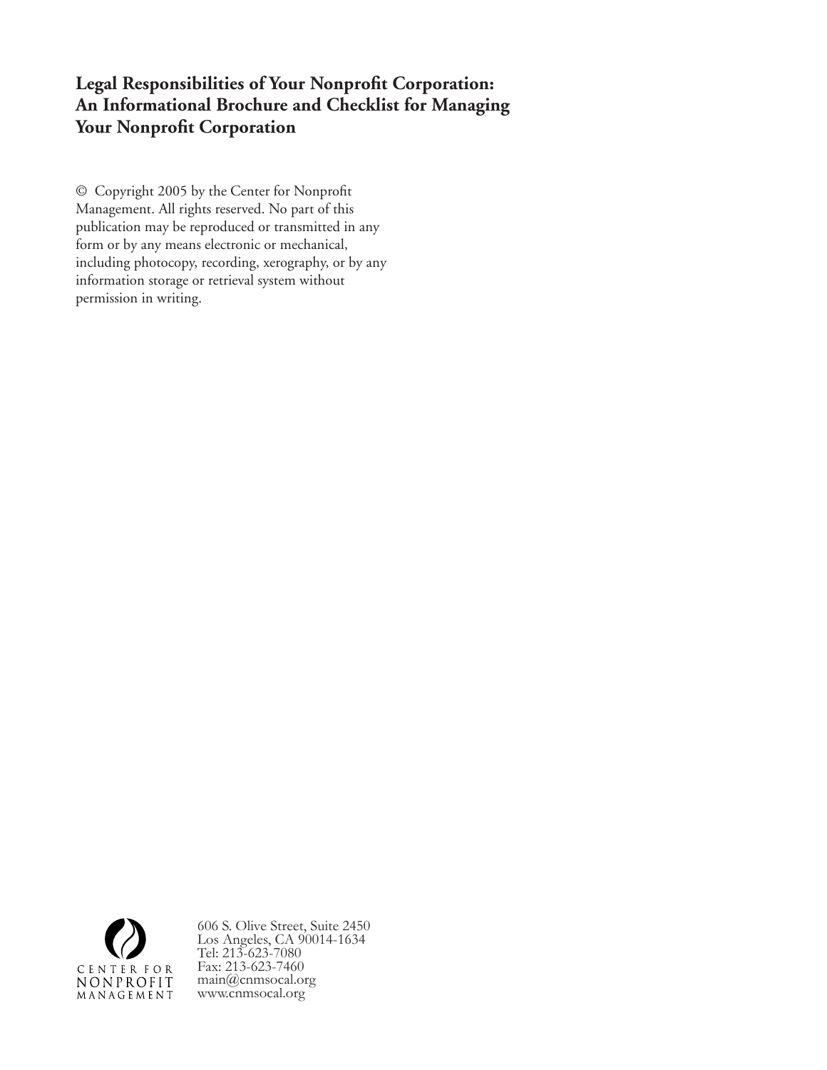**Legal Responsibilities of Your Nonprofit Corporation: An Informational Brochure and Checklist for Managing Your Nonprofit Corporation**

© Copyright 2005 by the Center for Nonprofit Management. All rights reserved. No part of this publication may be reproduced or transmitted in any form or by any means electronic or mechanical, including photocopy, recording, xerography, or by any information storage or retrieval system without permission in writing.

CENTER FOR NONPROFIT MANAGEMENT

606 S. Olive Street, Suite 2450
Los Angeles, CA 90014-1634
Tel: 213-623-7080
Fax: 213-623-7460
main@cnmsocal.org
www.cnmsocal.org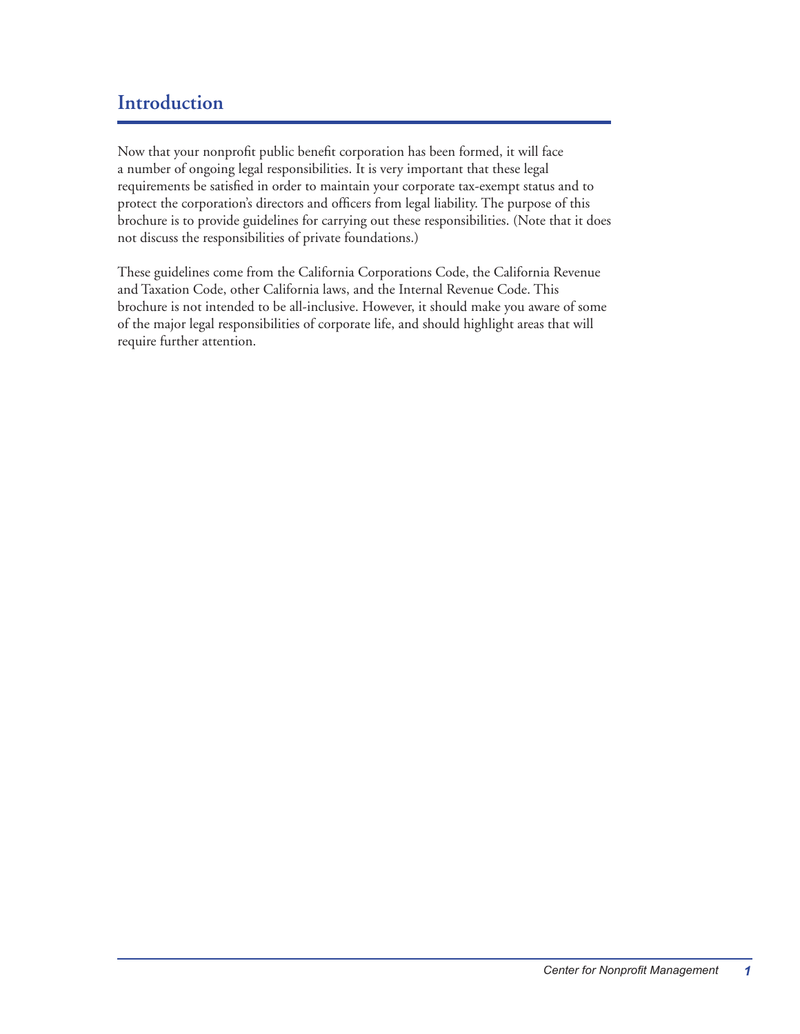## Introduction

Now that your nonprofit public benefit corporation has been formed, it will face a number of ongoing legal responsibilities. It is very important that these legal requirements be satisfied in order to maintain your corporate tax-exempt status and to protect the corporation's directors and officers from legal liability. The purpose of this brochure is to provide guidelines for carrying out these responsibilities. (Note that it does not discuss the responsibilities of private foundations.)

These guidelines come from the California Corporations Code, the California Revenue and Taxation Code, other California laws, and the Internal Revenue Code. This brochure is not intended to be all-inclusive. However, it should make you aware of some of the major legal responsibilities of corporate life, and should highlight areas that will require further attention.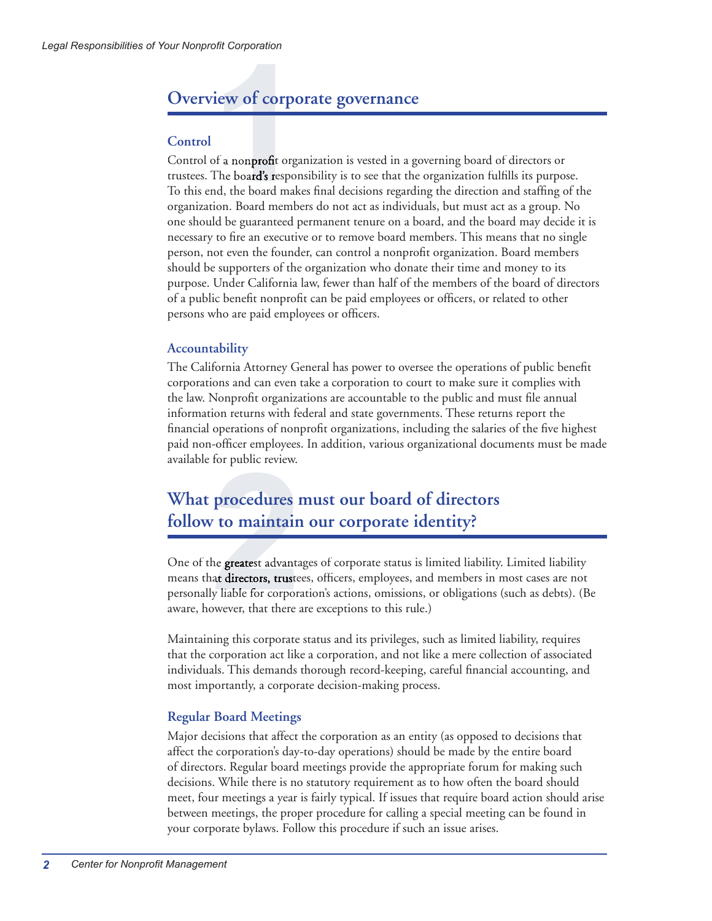## Overview of corporate governance

### Control

Control of a nonprofit organization is vested in a governing board of directors or trustees. The board's responsibility is to see that the organization fulfills its purpose. To this end, the board makes final decisions regarding the direction and staffing of the organization. Board members do not act as individuals, but must act as a group. No one should be guaranteed permanent tenure on a board, and the board may decide it is necessary to fire an executive or to remove board members. This means that no single person, not even the founder, can control a nonprofit organization. Board members should be supporters of the organization who donate their time and money to its purpose. Under California law, fewer than half of the members of the board of directors of a public benefit nonprofit can be paid employees or officers, or related to other persons who are paid employees or officers.

### Accountability

The California Attorney General has power to oversee the operations of public benefit corporations and can even take a corporation to court to make sure it complies with the law. Nonprofit organizations are accountable to the public and must file annual information returns with federal and state governments. These returns report the financial operations of nonprofit organizations, including the salaries of the five highest paid non-officer employees. In addition, various organizational documents must be made available for public review.

## What procedures must our board of directors follow to maintain our corporate identity?

One of the greatest advantages of corporate status is limited liability. Limited liability means that directors, trustees, officers, employees, and members in most cases are not personally liable for corporation's actions, omissions, or obligations (such as debts). (Be aware, however, that there are exceptions to this rule.)

Maintaining this corporate status and its privileges, such as limited liability, requires that the corporation act like a corporation, and not like a mere collection of associated individuals. This demands thorough record-keeping, careful financial accounting, and most importantly, a corporate decision-making process.

### Regular Board Meetings

Major decisions that affect the corporation as an entity (as opposed to decisions that affect the corporation's day-to-day operations) should be made by the entire board of directors. Regular board meetings provide the appropriate forum for making such decisions. While there is no statutory requirement as to how often the board should meet, four meetings a year is fairly typical. If issues that require board action should arise between meetings, the proper procedure for calling a special meeting can be found in your corporate bylaws. Follow this procedure if such an issue arises.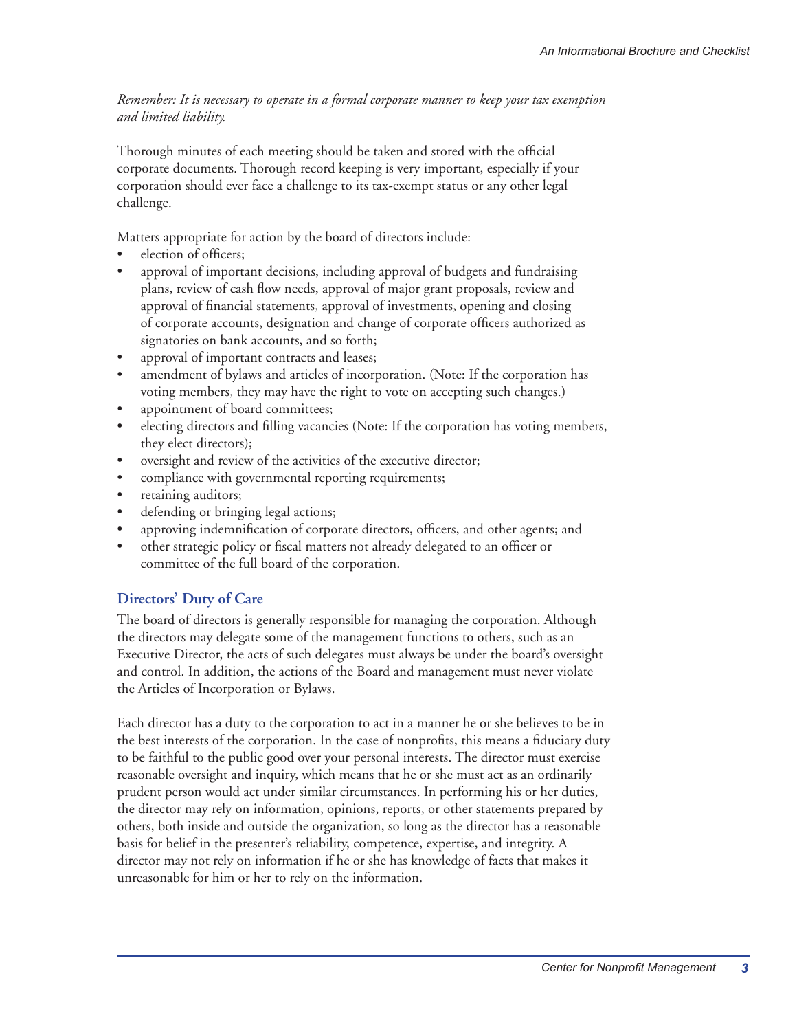*Remember: It is necessary to operate in a formal corporate manner to keep your tax exemption and limited liability.*

Thorough minutes of each meeting should be taken and stored with the official corporate documents. Thorough record keeping is very important, especially if your corporation should ever face a challenge to its tax-exempt status or any other legal challenge.

Matters appropriate for action by the board of directors include:

- election of officers;
- approval of important decisions, including approval of budgets and fundraising plans, review of cash flow needs, approval of major grant proposals, review and approval of financial statements, approval of investments, opening and closing of corporate accounts, designation and change of corporate officers authorized as signatories on bank accounts, and so forth;
- approval of important contracts and leases;
- amendment of bylaws and articles of incorporation. (Note: If the corporation has voting members, they may have the right to vote on accepting such changes.)
- appointment of board committees;
- electing directors and filling vacancies (Note: If the corporation has voting members, they elect directors);
- oversight and review of the activities of the executive director;
- compliance with governmental reporting requirements;
- retaining auditors;
- defending or bringing legal actions;
- approving indemnification of corporate directors, officers, and other agents; and
- other strategic policy or fiscal matters not already delegated to an officer or committee of the full board of the corporation.

## Directors' Duty of Care

The board of directors is generally responsible for managing the corporation. Although the directors may delegate some of the management functions to others, such as an Executive Director, the acts of such delegates must always be under the board's oversight and control. In addition, the actions of the Board and management must never violate the Articles of Incorporation or Bylaws.

Each director has a duty to the corporation to act in a manner he or she believes to be in the best interests of the corporation. In the case of nonprofits, this means a fiduciary duty to be faithful to the public good over your personal interests. The director must exercise reasonable oversight and inquiry, which means that he or she must act as an ordinarily prudent person would act under similar circumstances. In performing his or her duties, the director may rely on information, opinions, reports, or other statements prepared by others, both inside and outside the organization, so long as the director has a reasonable basis for belief in the presenter's reliability, competence, expertise, and integrity. A director may not rely on information if he or she has knowledge of facts that makes it unreasonable for him or her to rely on the information.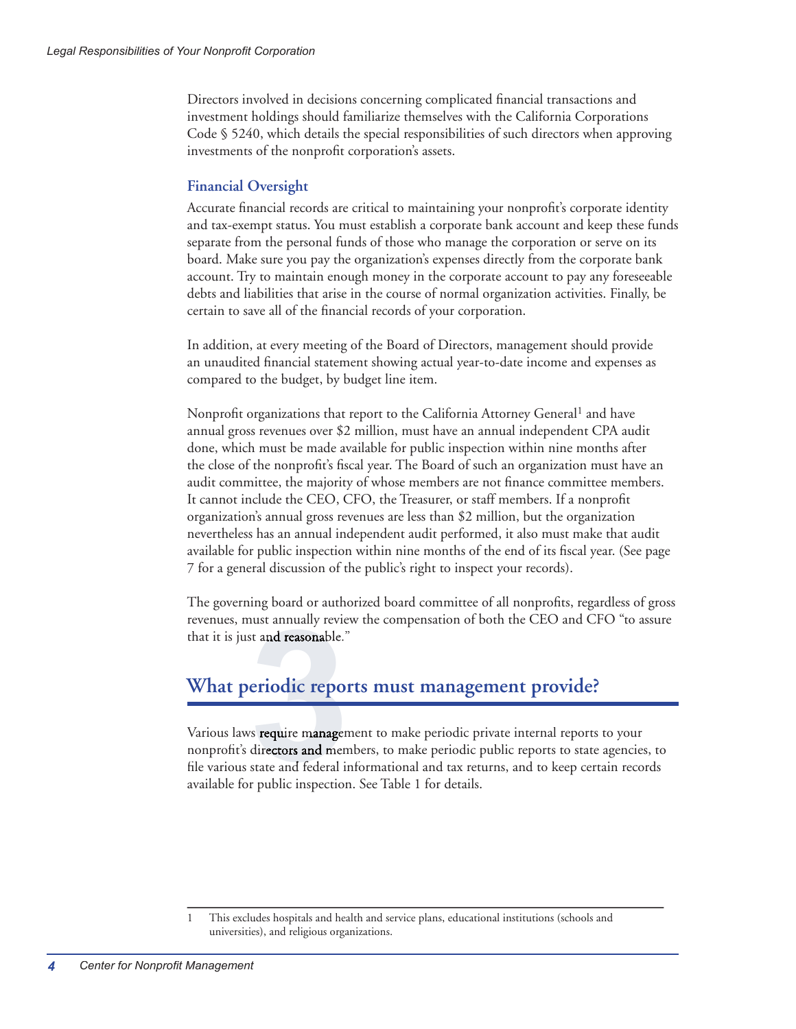Directors involved in decisions concerning complicated financial transactions and investment holdings should familiarize themselves with the California Corporations Code § 5240, which details the special responsibilities of such directors when approving investments of the nonprofit corporation's assets.

### Financial Oversight

Accurate financial records are critical to maintaining your nonprofit's corporate identity and tax-exempt status. You must establish a corporate bank account and keep these funds separate from the personal funds of those who manage the corporation or serve on its board. Make sure you pay the organization's expenses directly from the corporate bank account. Try to maintain enough money in the corporate account to pay any foreseeable debts and liabilities that arise in the course of normal organization activities. Finally, be certain to save all of the financial records of your corporation.

In addition, at every meeting of the Board of Directors, management should provide an unaudited financial statement showing actual year-to-date income and expenses as compared to the budget, by budget line item.

Nonprofit organizations that report to the California Attorney General[1] and have annual gross revenues over $2 million, must have an annual independent CPA audit done, which must be made available for public inspection within nine months after the close of the nonprofit's fiscal year. The Board of such an organization must have an audit committee, the majority of whose members are not finance committee members. It cannot include the CEO, CFO, the Treasurer, or staff members. If a nonprofit organization's annual gross revenues are less than $2 million, but the organization nevertheless has an annual independent audit performed, it also must make that audit available for public inspection within nine months of the end of its fiscal year. (See page 7 for a general discussion of the public's right to inspect your records).

The governing board or authorized board committee of all nonprofits, regardless of gross revenues, must annually review the compensation of both the CEO and CFO "to assure that it is just and reasonable."

## 3 What periodic reports must management provide?

Various laws require management to make periodic private internal reports to your nonprofit's directors and members, to make periodic public reports to state agencies, to file various state and federal informational and tax returns, and to keep certain records available for public inspection. See Table 1 for details.

---

1 This excludes hospitals and health and service plans, educational institutions (schools and universities), and religious organizations.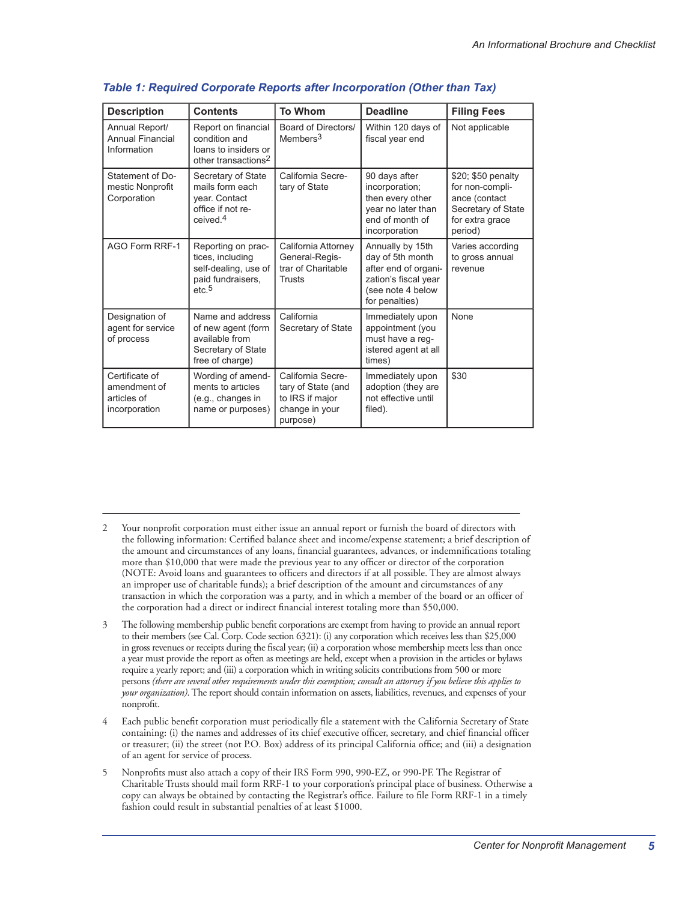### *Table 1: Required Corporate Reports after Incorporation (Other than Tax)*

| Description | Contents | To Whom | Deadline | Filing Fees |
|---|---|---|---|---|
| Annual Report/ Annual Financial Information | Report on financial condition and loans to insiders or other transactions[2] | Board of Directors/ Members[3] | Within 120 days of fiscal year end | Not applicable |
| Statement of Domestic Nonprofit Corporation | Secretary of State mails form each year. Contact office if not received.[4] | California Secretary of State | 90 days after incorporation; then every other year no later than end of month of incorporation | $20; $50 penalty for non-compliance (contact Secretary of State for extra grace period) |
| AGO Form RRF-1 | Reporting on practices, including self-dealing, use of paid fundraisers, etc.[5] | California Attorney General-Registrar of Charitable Trusts | Annually by 15th day of 5th month after end of organization's fiscal year (see note 4 below for penalties) | Varies according to gross annual revenue |
| Designation of agent for service of process | Name and address of new agent (form available from Secretary of State free of charge) | California Secretary of State | Immediately upon appointment (you must have a registered agent at all times) | None |
| Certificate of amendment of articles of incorporation | Wording of amendments to articles (e.g., changes in name or purposes) | California Secretary of State (and to IRS if major change in your purpose) | Immediately upon adoption (they are not effective until filed). | $30 |

---

2 Your nonprofit corporation must either issue an annual report or furnish the board of directors with the following information: Certified balance sheet and income/expense statement; a brief description of the amount and circumstances of any loans, financial guarantees, advances, or indemnifications totaling more than $10,000 that were made the previous year to any officer or director of the corporation (NOTE: Avoid loans and guarantees to officers and directors if at all possible. They are almost always an improper use of charitable funds); a brief description of the amount and circumstances of any transaction in which the corporation was a party, and in which a member of the board or an officer of the corporation had a direct or indirect financial interest totaling more than $50,000.

3 The following membership public benefit corporations are exempt from having to provide an annual report to their members (see Cal. Corp. Code section 6321): (i) any corporation which receives less than $25,000 in gross revenues or receipts during the fiscal year; (ii) a corporation whose membership meets less than once a year must provide the report as often as meetings are held, except when a provision in the articles or bylaws require a yearly report; and (iii) a corporation which in writing solicits contributions from 500 or more persons *(there are several other requirements under this exemption; consult an attorney if you believe this applies to your organization)*. The report should contain information on assets, liabilities, revenues, and expenses of your nonprofit.

4 Each public benefit corporation must periodically file a statement with the California Secretary of State containing: (i) the names and addresses of its chief executive officer, secretary, and chief financial officer or treasurer; (ii) the street (not P.O. Box) address of its principal California office; and (iii) a designation of an agent for service of process.

5 Nonprofits must also attach a copy of their IRS Form 990, 990-EZ, or 990-PF. The Registrar of Charitable Trusts should mail form RRF-1 to your corporation's principal place of business. Otherwise a copy can always be obtained by contacting the Registrar's office. Failure to file Form RRF-1 in a timely fashion could result in substantial penalties of at least $1000.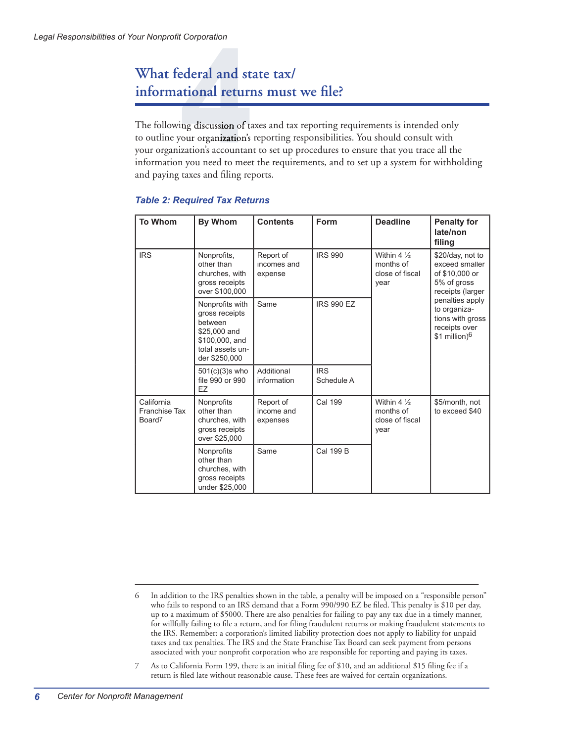## What federal and state tax/ informational returns must we file?

The following discussion of taxes and tax reporting requirements is intended only to outline your organization's reporting responsibilities. You should consult with your organization's accountant to set up procedures to ensure that you trace all the information you need to meet the requirements, and to set up a system for withholding and paying taxes and filing reports.

***Table 2: Required Tax Returns***

| To Whom | By Whom | Contents | Form | Deadline | Penalty for late/non filing |
|---|---|---|---|---|---|
| IRS | Nonprofits, other than churches, with gross receipts over $100,000 | Report of incomes and expense | IRS 990 | Within 4 ½ months of close of fiscal year | $20/day, not to exceed smaller of $10,000 or 5% of gross receipts (larger penalties apply to organizations with gross receipts over $1 million)[6] |
| | Nonprofits with gross receipts between $25,000 and $100,000, and total assets under $250,000 | Same | IRS 990 EZ | | |
| | 501(c)(3)s who file 990 or 990 EZ | Additional information | IRS Schedule A | | |
| California Franchise Tax Board[7] | Nonprofits other than churches, with gross receipts over $25,000 | Report of income and expenses | Cal 199 | Within 4 ½ months of close of fiscal year | $5/month, not to exceed $40 |
| | Nonprofits other than churches, with gross receipts under $25,000 | Same | Cal 199 B | | |

6 In addition to the IRS penalties shown in the table, a penalty will be imposed on a "responsible person" who fails to respond to an IRS demand that a Form 990/990 EZ be filed. This penalty is $10 per day, up to a maximum of $5000. There are also penalties for failing to pay any tax due in a timely manner, for willfully failing to file a return, and for filing fraudulent returns or making fraudulent statements to the IRS. Remember: a corporation's limited liability protection does not apply to liability for unpaid taxes and tax penalties. The IRS and the State Franchise Tax Board can seek payment from persons associated with your nonprofit corporation who are responsible for reporting and paying its taxes.

7 As to California Form 199, there is an initial filing fee of $10, and an additional $15 filing fee if a return is filed late without reasonable cause. These fees are waived for certain organizations.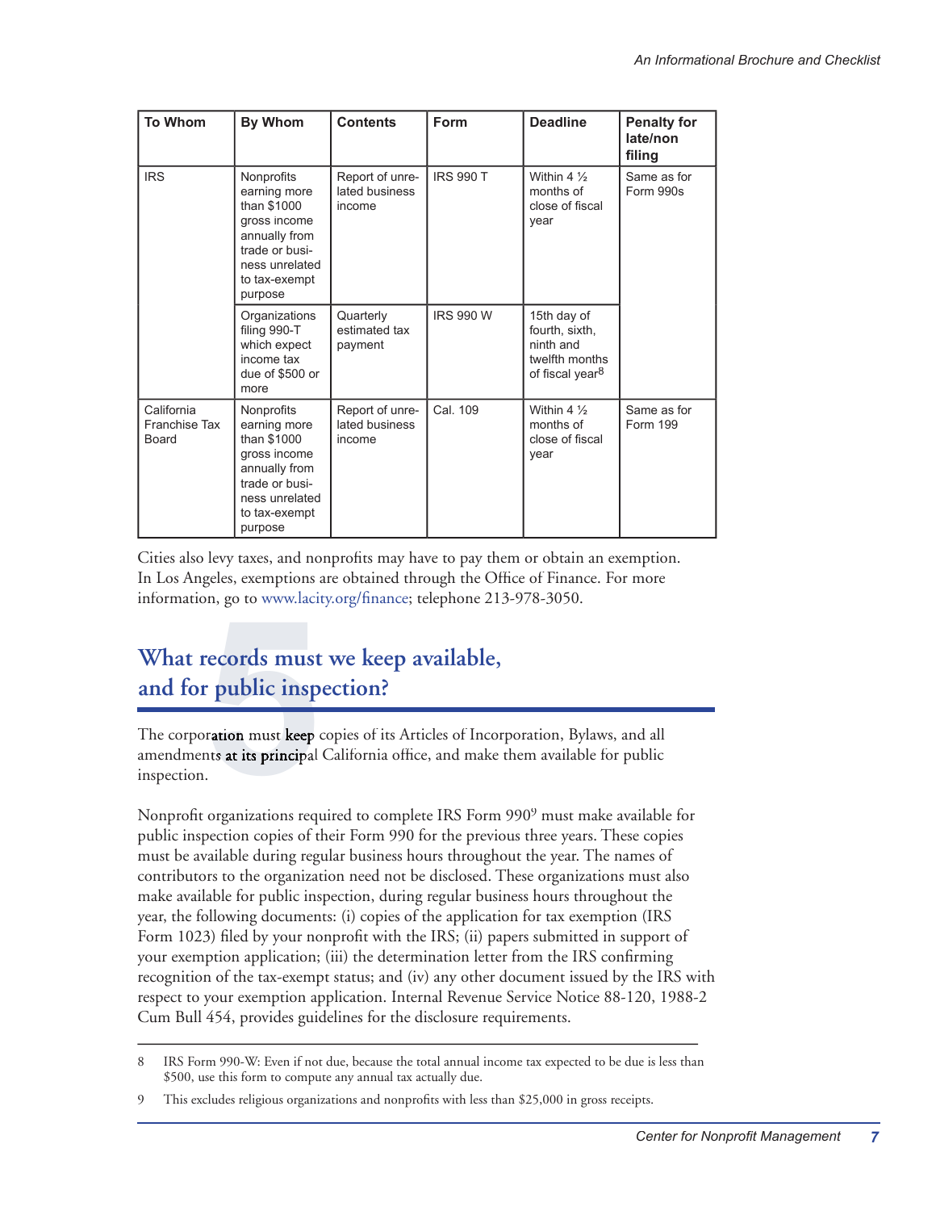| To Whom | By Whom | Contents | Form | Deadline | Penalty for late/non filing |
| --- | --- | --- | --- | --- | --- |
| IRS | Nonprofits earning more than $1000 gross income annually from trade or business unrelated to tax-exempt purpose | Report of unrelated business income | IRS 990 T | Within 4 ½ months of close of fiscal year | Same as for Form 990s |
| | Organizations filing 990-T which expect income tax due of $500 or more | Quarterly estimated tax payment | IRS 990 W | 15th day of fourth, sixth, ninth and twelfth months of fiscal year[8] | |
| California Franchise Tax Board | Nonprofits earning more than $1000 gross income annually from trade or business unrelated to tax-exempt purpose | Report of unrelated business income | Cal. 109 | Within 4 ½ months of close of fiscal year | Same as for Form 199 |

Cities also levy taxes, and nonprofits may have to pay them or obtain an exemption. In Los Angeles, exemptions are obtained through the Office of Finance. For more information, go to www.lacity.org/finance; telephone 213-978-3050.

## 5 What records must we keep available, and for public inspection?

The corporation must keep copies of its Articles of Incorporation, Bylaws, and all amendments at its principal California office, and make them available for public inspection.

Nonprofit organizations required to complete IRS Form 990[9] must make available for public inspection copies of their Form 990 for the previous three years. These copies must be available during regular business hours throughout the year. The names of contributors to the organization need not be disclosed. These organizations must also make available for public inspection, during regular business hours throughout the year, the following documents: (i) copies of the application for tax exemption (IRS Form 1023) filed by your nonprofit with the IRS; (ii) papers submitted in support of your exemption application; (iii) the determination letter from the IRS confirming recognition of the tax-exempt status; and (iv) any other document issued by the IRS with respect to your exemption application. Internal Revenue Service Notice 88-120, 1988-2 Cum Bull 454, provides guidelines for the disclosure requirements.

---

8 IRS Form 990-W: Even if not due, because the total annual income tax expected to be due is less than $500, use this form to compute any annual tax actually due.

9 This excludes religious organizations and nonprofits with less than $25,000 in gross receipts.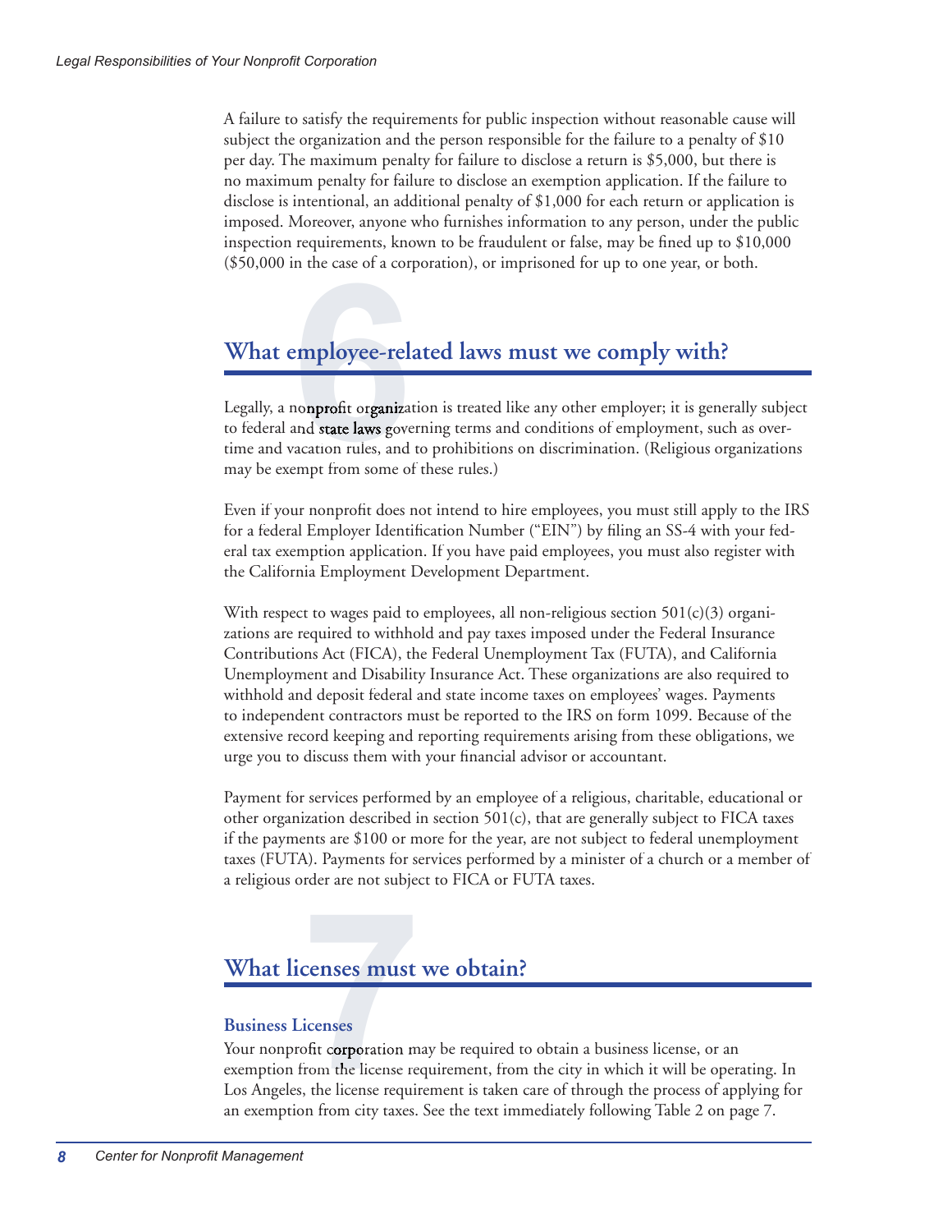A failure to satisfy the requirements for public inspection without reasonable cause will subject the organization and the person responsible for the failure to a penalty of $10 per day. The maximum penalty for failure to disclose a return is $5,000, but there is no maximum penalty for failure to disclose an exemption application. If the failure to disclose is intentional, an additional penalty of $1,000 for each return or application is imposed. Moreover, anyone who furnishes information to any person, under the public inspection requirements, known to be fraudulent or false, may be fined up to $10,000 ($50,000 in the case of a corporation), or imprisoned for up to one year, or both.

## 6 What employee-related laws must we comply with?

Legally, a nonprofit organization is treated like any other employer; it is generally subject to federal and state laws governing terms and conditions of employment, such as overtime and vacation rules, and to prohibitions on discrimination. (Religious organizations may be exempt from some of these rules.)

Even if your nonprofit does not intend to hire employees, you must still apply to the IRS for a federal Employer Identification Number ("EIN") by filing an SS-4 with your federal tax exemption application. If you have paid employees, you must also register with the California Employment Development Department.

With respect to wages paid to employees, all non-religious section 501(c)(3) organizations are required to withhold and pay taxes imposed under the Federal Insurance Contributions Act (FICA), the Federal Unemployment Tax (FUTA), and California Unemployment and Disability Insurance Act. These organizations are also required to withhold and deposit federal and state income taxes on employees' wages. Payments to independent contractors must be reported to the IRS on form 1099. Because of the extensive record keeping and reporting requirements arising from these obligations, we urge you to discuss them with your financial advisor or accountant.

Payment for services performed by an employee of a religious, charitable, educational or other organization described in section 501(c), that are generally subject to FICA taxes if the payments are $100 or more for the year, are not subject to federal unemployment taxes (FUTA). Payments for services performed by a minister of a church or a member of a religious order are not subject to FICA or FUTA taxes.

## 7 What licenses must we obtain?

### Business Licenses

Your nonprofit corporation may be required to obtain a business license, or an exemption from the license requirement, from the city in which it will be operating. In Los Angeles, the license requirement is taken care of through the process of applying for an exemption from city taxes. See the text immediately following Table 2 on page 7.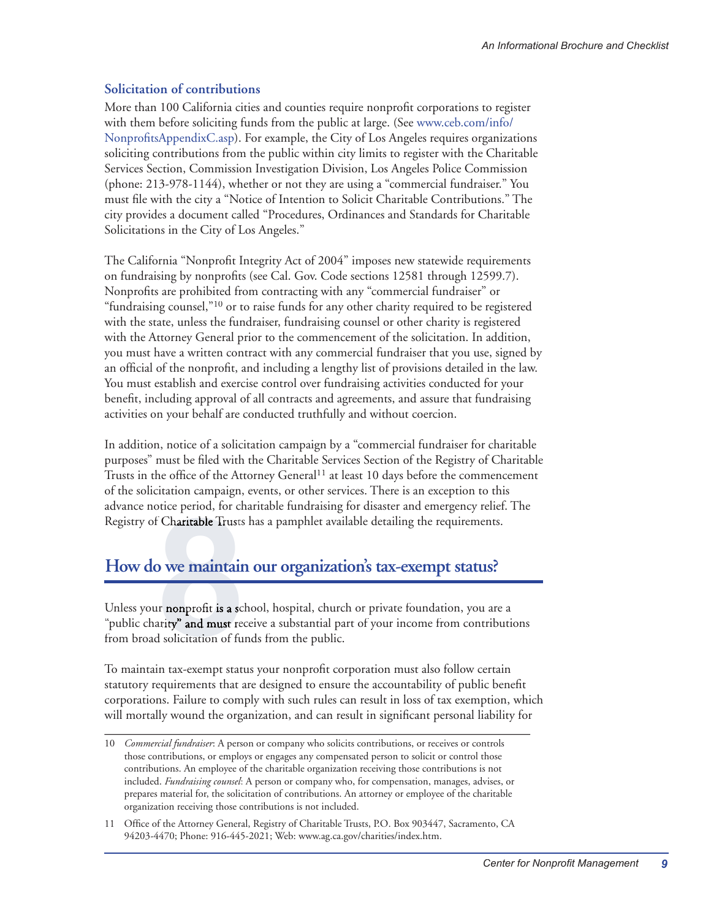### Solicitation of contributions

More than 100 California cities and counties require nonprofit corporations to register with them before soliciting funds from the public at large. (See www.ceb.com/info/NonprofitsAppendixC.asp). For example, the City of Los Angeles requires organizations soliciting contributions from the public within city limits to register with the Charitable Services Section, Commission Investigation Division, Los Angeles Police Commission (phone: 213-978-1144), whether or not they are using a "commercial fundraiser." You must file with the city a "Notice of Intention to Solicit Charitable Contributions." The city provides a document called "Procedures, Ordinances and Standards for Charitable Solicitations in the City of Los Angeles."

The California "Nonprofit Integrity Act of 2004" imposes new statewide requirements on fundraising by nonprofits (see Cal. Gov. Code sections 12581 through 12599.7). Nonprofits are prohibited from contracting with any "commercial fundraiser" or "fundraising counsel,"[10] or to raise funds for any other charity required to be registered with the state, unless the fundraiser, fundraising counsel or other charity is registered with the Attorney General prior to the commencement of the solicitation. In addition, you must have a written contract with any commercial fundraiser that you use, signed by an official of the nonprofit, and including a lengthy list of provisions detailed in the law. You must establish and exercise control over fundraising activities conducted for your benefit, including approval of all contracts and agreements, and assure that fundraising activities on your behalf are conducted truthfully and without coercion.

In addition, notice of a solicitation campaign by a "commercial fundraiser for charitable purposes" must be filed with the Charitable Services Section of the Registry of Charitable Trusts in the office of the Attorney General[11] at least 10 days before the commencement of the solicitation campaign, events, or other services. There is an exception to this advance notice period, for charitable fundraising for disaster and emergency relief. The Registry of Charitable Trusts has a pamphlet available detailing the requirements.

## 8 How do we maintain our organization's tax-exempt status?

Unless your nonprofit is a school, hospital, church or private foundation, you are a "public charity" and must receive a substantial part of your income from contributions from broad solicitation of funds from the public.

To maintain tax-exempt status your nonprofit corporation must also follow certain statutory requirements that are designed to ensure the accountability of public benefit corporations. Failure to comply with such rules can result in loss of tax exemption, which will mortally wound the organization, and can result in significant personal liability for

---

10 *Commercial fundraiser*: A person or company who solicits contributions, or receives or controls those contributions, or employs or engages any compensated person to solicit or control those contributions. An employee of the charitable organization receiving those contributions is not included. *Fundraising counsel*: A person or company who, for compensation, manages, advises, or prepares material for, the solicitation of contributions. An attorney or employee of the charitable organization receiving those contributions is not included.

11 Office of the Attorney General, Registry of Charitable Trusts, P.O. Box 903447, Sacramento, CA 94203-4470; Phone: 916-445-2021; Web: www.ag.ca.gov/charities/index.htm.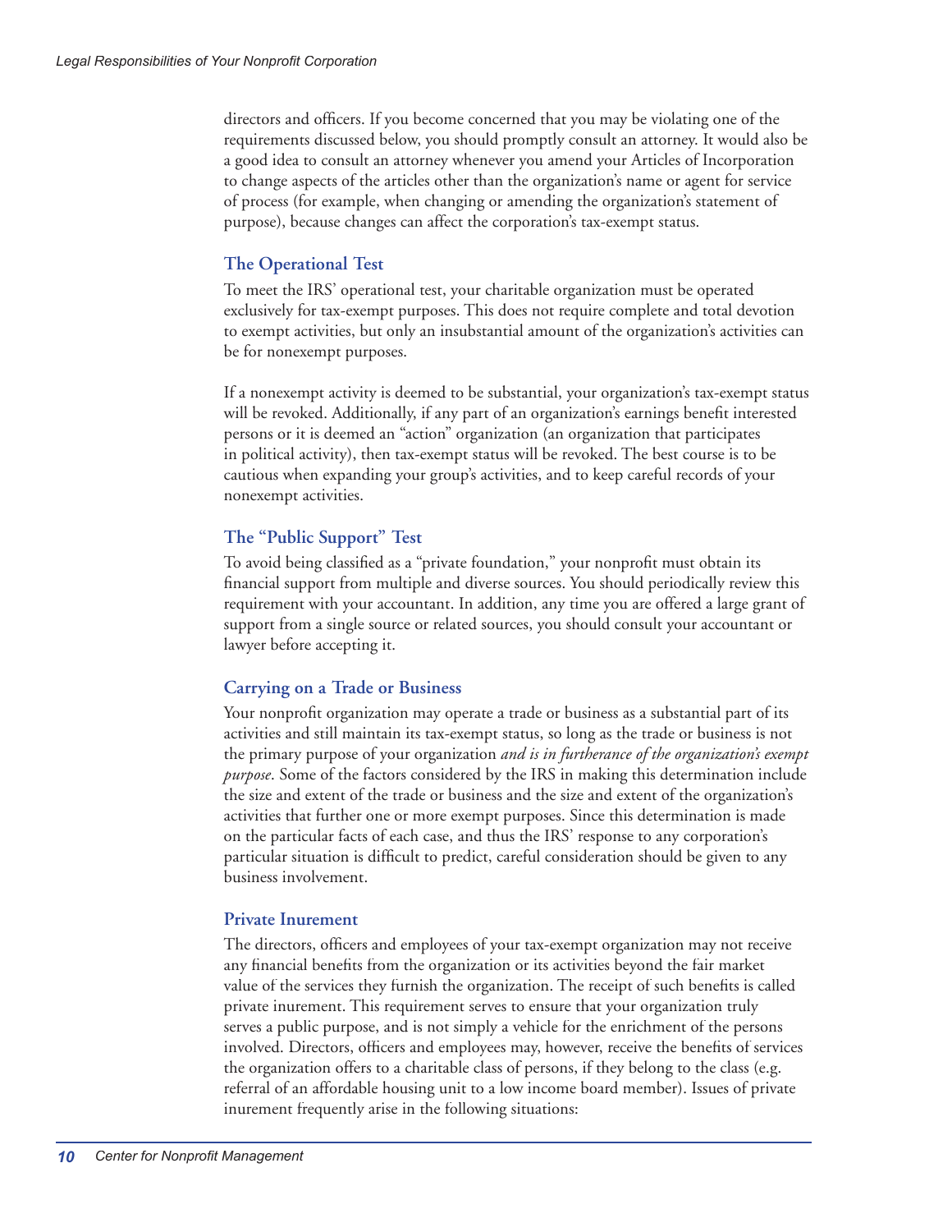directors and officers. If you become concerned that you may be violating one of the requirements discussed below, you should promptly consult an attorney. It would also be a good idea to consult an attorney whenever you amend your Articles of Incorporation to change aspects of the articles other than the organization's name or agent for service of process (for example, when changing or amending the organization's statement of purpose), because changes can affect the corporation's tax-exempt status.

### The Operational Test

To meet the IRS' operational test, your charitable organization must be operated exclusively for tax-exempt purposes. This does not require complete and total devotion to exempt activities, but only an insubstantial amount of the organization's activities can be for nonexempt purposes.

If a nonexempt activity is deemed to be substantial, your organization's tax-exempt status will be revoked. Additionally, if any part of an organization's earnings benefit interested persons or it is deemed an "action" organization (an organization that participates in political activity), then tax-exempt status will be revoked. The best course is to be cautious when expanding your group's activities, and to keep careful records of your nonexempt activities.

### The "Public Support" Test

To avoid being classified as a "private foundation," your nonprofit must obtain its financial support from multiple and diverse sources. You should periodically review this requirement with your accountant. In addition, any time you are offered a large grant of support from a single source or related sources, you should consult your accountant or lawyer before accepting it.

### Carrying on a Trade or Business

Your nonprofit organization may operate a trade or business as a substantial part of its activities and still maintain its tax-exempt status, so long as the trade or business is not the primary purpose of your organization *and is in furtherance of the organization's exempt purpose*. Some of the factors considered by the IRS in making this determination include the size and extent of the trade or business and the size and extent of the organization's activities that further one or more exempt purposes. Since this determination is made on the particular facts of each case, and thus the IRS' response to any corporation's particular situation is difficult to predict, careful consideration should be given to any business involvement.

### Private Inurement

The directors, officers and employees of your tax-exempt organization may not receive any financial benefits from the organization or its activities beyond the fair market value of the services they furnish the organization. The receipt of such benefits is called private inurement. This requirement serves to ensure that your organization truly serves a public purpose, and is not simply a vehicle for the enrichment of the persons involved. Directors, officers and employees may, however, receive the benefits of services the organization offers to a charitable class of persons, if they belong to the class (e.g. referral of an affordable housing unit to a low income board member). Issues of private inurement frequently arise in the following situations: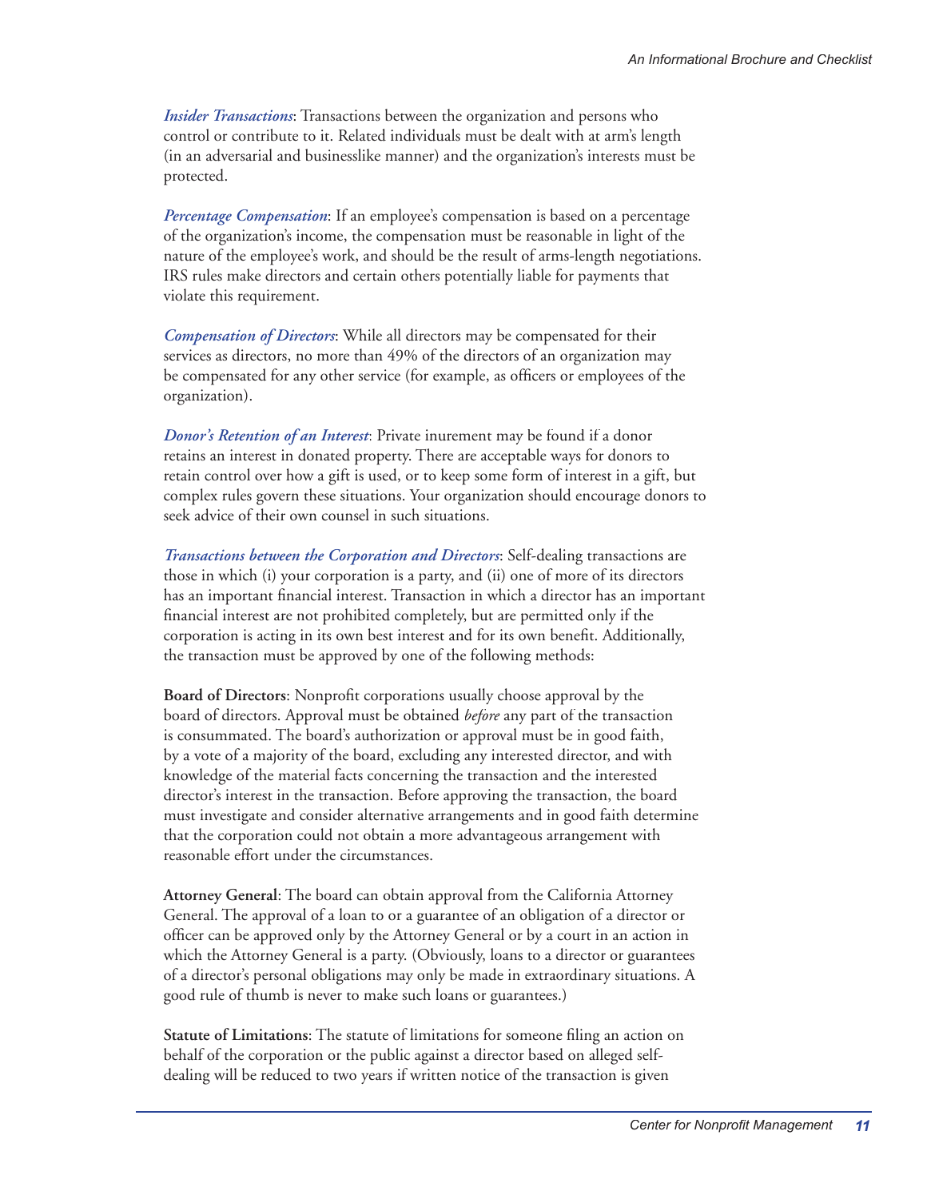*Insider Transactions*: Transactions between the organization and persons who control or contribute to it. Related individuals must be dealt with at arm's length (in an adversarial and businesslike manner) and the organization's interests must be protected.

*Percentage Compensation*: If an employee's compensation is based on a percentage of the organization's income, the compensation must be reasonable in light of the nature of the employee's work, and should be the result of arms-length negotiations. IRS rules make directors and certain others potentially liable for payments that violate this requirement.

*Compensation of Directors*: While all directors may be compensated for their services as directors, no more than 49% of the directors of an organization may be compensated for any other service (for example, as officers or employees of the organization).

*Donor's Retention of an Interest*: Private inurement may be found if a donor retains an interest in donated property. There are acceptable ways for donors to retain control over how a gift is used, or to keep some form of interest in a gift, but complex rules govern these situations. Your organization should encourage donors to seek advice of their own counsel in such situations.

*Transactions between the Corporation and Directors*: Self-dealing transactions are those in which (i) your corporation is a party, and (ii) one of more of its directors has an important financial interest. Transaction in which a director has an important financial interest are not prohibited completely, but are permitted only if the corporation is acting in its own best interest and for its own benefit. Additionally, the transaction must be approved by one of the following methods:

**Board of Directors**: Nonprofit corporations usually choose approval by the board of directors. Approval must be obtained *before* any part of the transaction is consummated. The board's authorization or approval must be in good faith, by a vote of a majority of the board, excluding any interested director, and with knowledge of the material facts concerning the transaction and the interested director's interest in the transaction. Before approving the transaction, the board must investigate and consider alternative arrangements and in good faith determine that the corporation could not obtain a more advantageous arrangement with reasonable effort under the circumstances.

**Attorney General**: The board can obtain approval from the California Attorney General. The approval of a loan to or a guarantee of an obligation of a director or officer can be approved only by the Attorney General or by a court in an action in which the Attorney General is a party. (Obviously, loans to a director or guarantees of a director's personal obligations may only be made in extraordinary situations. A good rule of thumb is never to make such loans or guarantees.)

**Statute of Limitations**: The statute of limitations for someone filing an action on behalf of the corporation or the public against a director based on alleged self-dealing will be reduced to two years if written notice of the transaction is given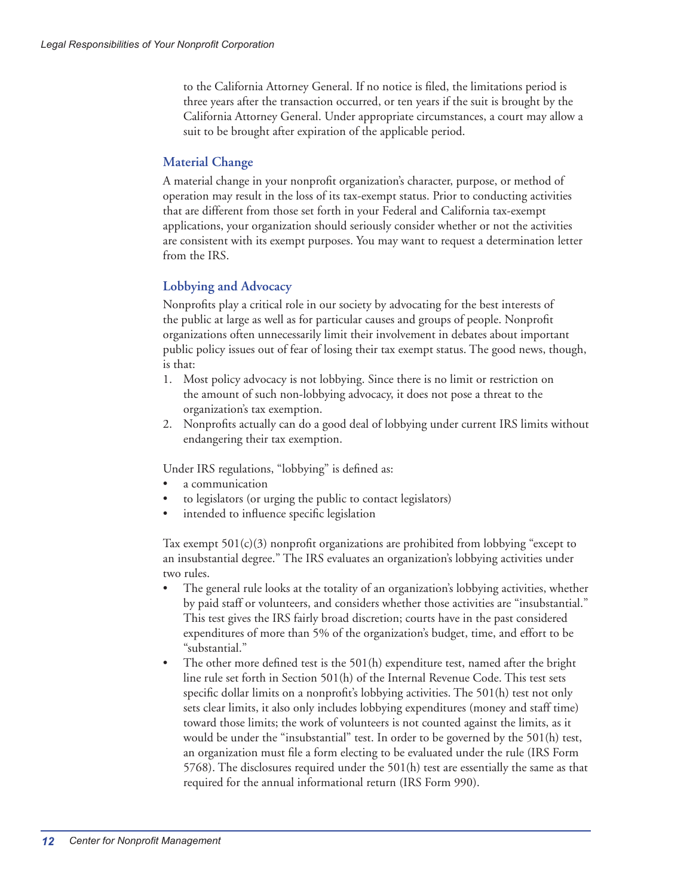to the California Attorney General. If no notice is filed, the limitations period is three years after the transaction occurred, or ten years if the suit is brought by the California Attorney General. Under appropriate circumstances, a court may allow a suit to be brought after expiration of the applicable period.

### Material Change

A material change in your nonprofit organization's character, purpose, or method of operation may result in the loss of its tax-exempt status. Prior to conducting activities that are different from those set forth in your Federal and California tax-exempt applications, your organization should seriously consider whether or not the activities are consistent with its exempt purposes. You may want to request a determination letter from the IRS.

### Lobbying and Advocacy

Nonprofits play a critical role in our society by advocating for the best interests of the public at large as well as for particular causes and groups of people. Nonprofit organizations often unnecessarily limit their involvement in debates about important public policy issues out of fear of losing their tax exempt status. The good news, though, is that:

1. Most policy advocacy is not lobbying. Since there is no limit or restriction on the amount of such non-lobbying advocacy, it does not pose a threat to the organization's tax exemption.
2. Nonprofits actually can do a good deal of lobbying under current IRS limits without endangering their tax exemption.

Under IRS regulations, "lobbying" is defined as:

- a communication
- to legislators (or urging the public to contact legislators)
- intended to influence specific legislation

Tax exempt 501(c)(3) nonprofit organizations are prohibited from lobbying "except to an insubstantial degree." The IRS evaluates an organization's lobbying activities under two rules.

- The general rule looks at the totality of an organization's lobbying activities, whether by paid staff or volunteers, and considers whether those activities are "insubstantial." This test gives the IRS fairly broad discretion; courts have in the past considered expenditures of more than 5% of the organization's budget, time, and effort to be "substantial."
- The other more defined test is the 501(h) expenditure test, named after the bright line rule set forth in Section 501(h) of the Internal Revenue Code. This test sets specific dollar limits on a nonprofit's lobbying activities. The 501(h) test not only sets clear limits, it also only includes lobbying expenditures (money and staff time) toward those limits; the work of volunteers is not counted against the limits, as it would be under the "insubstantial" test. In order to be governed by the 501(h) test, an organization must file a form electing to be evaluated under the rule (IRS Form 5768). The disclosures required under the 501(h) test are essentially the same as that required for the annual informational return (IRS Form 990).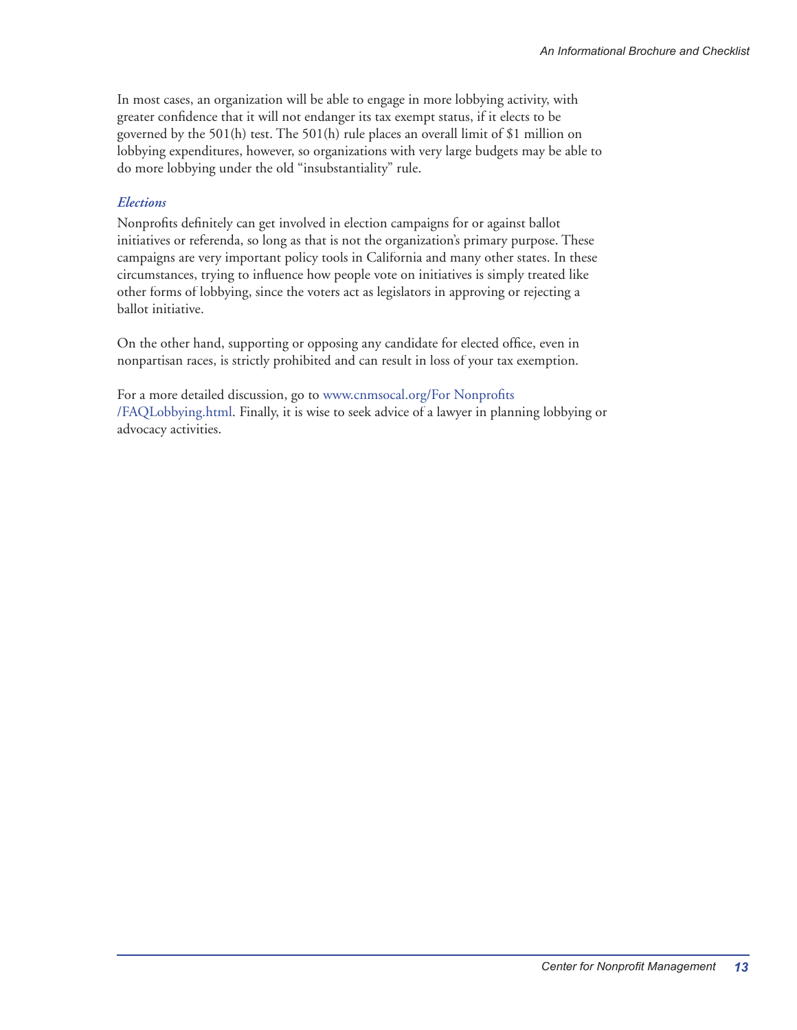In most cases, an organization will be able to engage in more lobbying activity, with greater confidence that it will not endanger its tax exempt status, if it elects to be governed by the 501(h) test. The 501(h) rule places an overall limit of $1 million on lobbying expenditures, however, so organizations with very large budgets may be able to do more lobbying under the old "insubstantiality" rule.

### *Elections*

Nonprofits definitely can get involved in election campaigns for or against ballot initiatives or referenda, so long as that is not the organization's primary purpose. These campaigns are very important policy tools in California and many other states. In these circumstances, trying to influence how people vote on initiatives is simply treated like other forms of lobbying, since the voters act as legislators in approving or rejecting a ballot initiative.

On the other hand, supporting or opposing any candidate for elected office, even in nonpartisan races, is strictly prohibited and can result in loss of your tax exemption.

For a more detailed discussion, go to www.cnmsocal.org/For Nonprofits /FAQLobbying.html. Finally, it is wise to seek advice of a lawyer in planning lobbying or advocacy activities.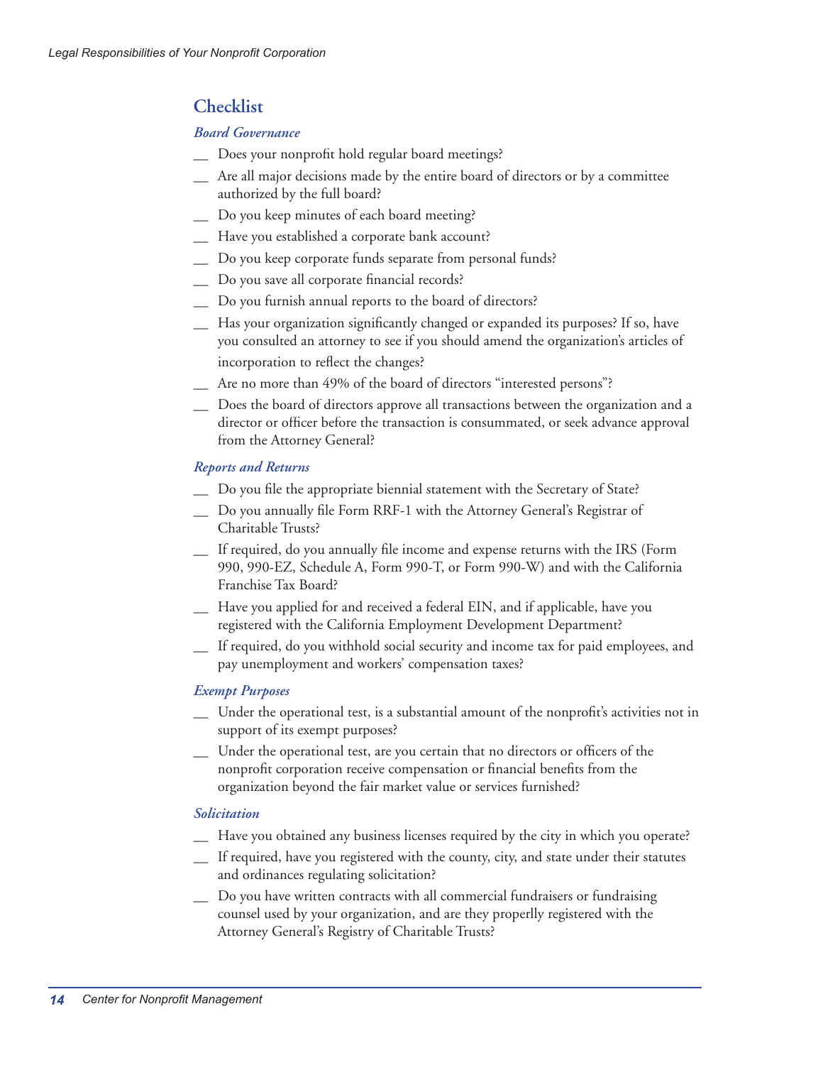## Checklist

### *Board Governance*

__ Does your nonprofit hold regular board meetings?

__ Are all major decisions made by the entire board of directors or by a committee authorized by the full board?

__ Do you keep minutes of each board meeting?

__ Have you established a corporate bank account?

__ Do you keep corporate funds separate from personal funds?

__ Do you save all corporate financial records?

__ Do you furnish annual reports to the board of directors?

__ Has your organization significantly changed or expanded its purposes? If so, have you consulted an attorney to see if you should amend the organization's articles of incorporation to reflect the changes?

__ Are no more than 49% of the board of directors "interested persons"?

__ Does the board of directors approve all transactions between the organization and a director or officer before the transaction is consummated, or seek advance approval from the Attorney General?

### *Reports and Returns*

__ Do you file the appropriate biennial statement with the Secretary of State?

__ Do you annually file Form RRF-1 with the Attorney General's Registrar of Charitable Trusts?

__ If required, do you annually file income and expense returns with the IRS (Form 990, 990-EZ, Schedule A, Form 990-T, or Form 990-W) and with the California Franchise Tax Board?

__ Have you applied for and received a federal EIN, and if applicable, have you registered with the California Employment Development Department?

__ If required, do you withhold social security and income tax for paid employees, and pay unemployment and workers' compensation taxes?

### *Exempt Purposes*

__ Under the operational test, is a substantial amount of the nonprofit's activities not in support of its exempt purposes?

__ Under the operational test, are you certain that no directors or officers of the nonprofit corporation receive compensation or financial benefits from the organization beyond the fair market value or services furnished?

### *Solicitation*

__ Have you obtained any business licenses required by the city in which you operate?

__ If required, have you registered with the county, city, and state under their statutes and ordinances regulating solicitation?

__ Do you have written contracts with all commercial fundraisers or fundraising counsel used by your organization, and are they properlly registered with the Attorney General's Registry of Charitable Trusts?